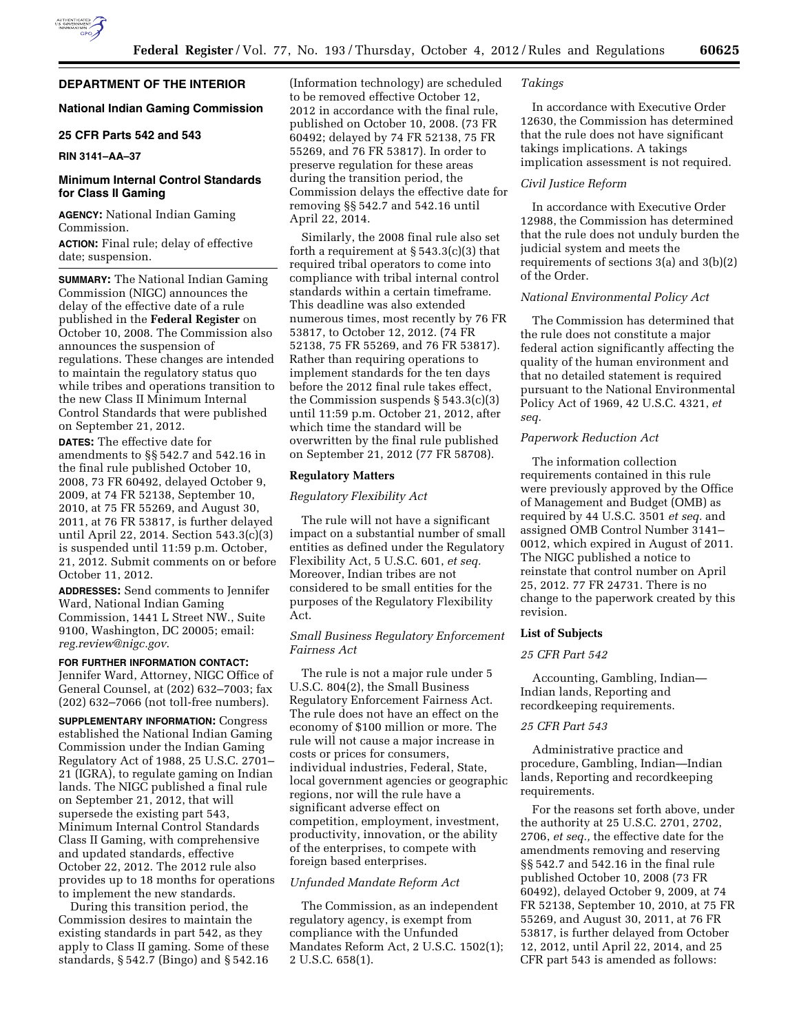# DEPARTMENT OF THE INTERIOR

## National Indian Gaming Commission

## 25 CFR Parts 542 and 543

**RIN 3141–AA–37**

## Minimum Internal Control Standards for Class II Gaming

**AGENCY:** National Indian Gaming Commission.

**ACTION:** Final rule; delay of effective date; suspension.

**SUMMARY:** The National Indian Gaming Commission (NIGC) announces the delay of the effective date of a rule published in the **Federal Register** on October 10, 2008. The Commission also announces the suspension of regulations. These changes are intended to maintain the regulatory status quo while tribes and operations transition to the new Class II Minimum Internal Control Standards that were published on September 21, 2012.

**DATES:** The effective date for amendments to §§ 542.7 and 542.16 in the final rule published October 10, 2008, 73 FR 60492, delayed October 9, 2009, at 74 FR 52138, September 10, 2010, at 75 FR 55269, and August 30, 2011, at 76 FR 53817, is further delayed until April 22, 2014. Section 543.3(c)(3) is suspended until 11:59 p.m. October, 21, 2012. Submit comments on or before October 11, 2012.

**ADDRESSES:** Send comments to Jennifer Ward, National Indian Gaming Commission, 1441 L Street NW., Suite 9100, Washington, DC 20005; email: *reg.review@nigc.gov*.

**FOR FURTHER INFORMATION CONTACT:** Jennifer Ward, Attorney, NIGC Office of General Counsel, at (202) 632–7003; fax (202) 632–7066 (not toll-free numbers).

**SUPPLEMENTARY INFORMATION:** Congress established the National Indian Gaming Commission under the Indian Gaming Regulatory Act of 1988, 25 U.S.C. 2701–21 (IGRA), to regulate gaming on Indian lands. The NIGC published a final rule on September 21, 2012, that will supersede the existing part 543, Minimum Internal Control Standards Class II Gaming, with comprehensive and updated standards, effective October 22, 2012. The 2012 rule also provides up to 18 months for operations to implement the new standards.

During this transition period, the Commission desires to maintain the existing standards in part 542, as they apply to Class II gaming. Some of these standards, § 542.7 (Bingo) and § 542.16 (Information technology) are scheduled to be removed effective October 12, 2012 in accordance with the final rule, published on October 10, 2008. (73 FR 60492; delayed by 74 FR 52138, 75 FR 55269, and 76 FR 53817). In order to preserve regulation for these areas during the transition period, the Commission delays the effective date for removing §§ 542.7 and 542.16 until April 22, 2014.

Similarly, the 2008 final rule also set forth a requirement at § 543.3(c)(3) that required tribal operators to come into compliance with tribal internal control standards within a certain timeframe. This deadline was also extended numerous times, most recently by 76 FR 53817, to October 12, 2012. (74 FR 52138, 75 FR 55269, and 76 FR 53817). Rather than requiring operations to implement standards for the ten days before the 2012 final rule takes effect, the Commission suspends § 543.3(c)(3) until 11:59 p.m. October 21, 2012, after which time the standard will be overwritten by the final rule published on September 21, 2012 (77 FR 58708).

### Regulatory Matters

*Regulatory Flexibility Act*

The rule will not have a significant impact on a substantial number of small entities as defined under the Regulatory Flexibility Act, 5 U.S.C. 601, *et seq.* Moreover, Indian tribes are not considered to be small entities for the purposes of the Regulatory Flexibility Act.

*Small Business Regulatory Enforcement Fairness Act*

The rule is not a major rule under 5 U.S.C. 804(2), the Small Business Regulatory Enforcement Fairness Act. The rule does not have an effect on the economy of $100 million or more. The rule will not cause a major increase in costs or prices for consumers, individual industries, Federal, State, local government agencies or geographic regions, nor will the rule have a significant adverse effect on competition, employment, investment, productivity, innovation, or the ability of the enterprises, to compete with foreign based enterprises.

*Unfunded Mandate Reform Act*

The Commission, as an independent regulatory agency, is exempt from compliance with the Unfunded Mandates Reform Act, 2 U.S.C. 1502(1); 2 U.S.C. 658(1).

*Takings*

In accordance with Executive Order 12630, the Commission has determined that the rule does not have significant takings implications. A takings implication assessment is not required.

*Civil Justice Reform*

In accordance with Executive Order 12988, the Commission has determined that the rule does not unduly burden the judicial system and meets the requirements of sections 3(a) and 3(b)(2) of the Order.

*National Environmental Policy Act*

The Commission has determined that the rule does not constitute a major federal action significantly affecting the quality of the human environment and that no detailed statement is required pursuant to the National Environmental Policy Act of 1969, 42 U.S.C. 4321, *et seq.*

*Paperwork Reduction Act*

The information collection requirements contained in this rule were previously approved by the Office of Management and Budget (OMB) as required by 44 U.S.C. 3501 *et seq.* and assigned OMB Control Number 3141–0012, which expired in August of 2011. The NIGC published a notice to reinstate that control number on April 25, 2012. 77 FR 24731. There is no change to the paperwork created by this revision.

### List of Subjects

*25 CFR Part 542*

Accounting, Gambling, Indian—Indian lands, Reporting and recordkeeping requirements.

*25 CFR Part 543*

Administrative practice and procedure, Gambling, Indian—Indian lands, Reporting and recordkeeping requirements.

For the reasons set forth above, under the authority at 25 U.S.C. 2701, 2702, 2706, *et seq.,* the effective date for the amendments removing and reserving §§ 542.7 and 542.16 in the final rule published October 10, 2008 (73 FR 60492), delayed October 9, 2009, at 74 FR 52138, September 10, 2010, at 75 FR 55269, and August 30, 2011, at 76 FR 53817, is further delayed from October 12, 2012, until April 22, 2014, and 25 CFR part 543 is amended as follows: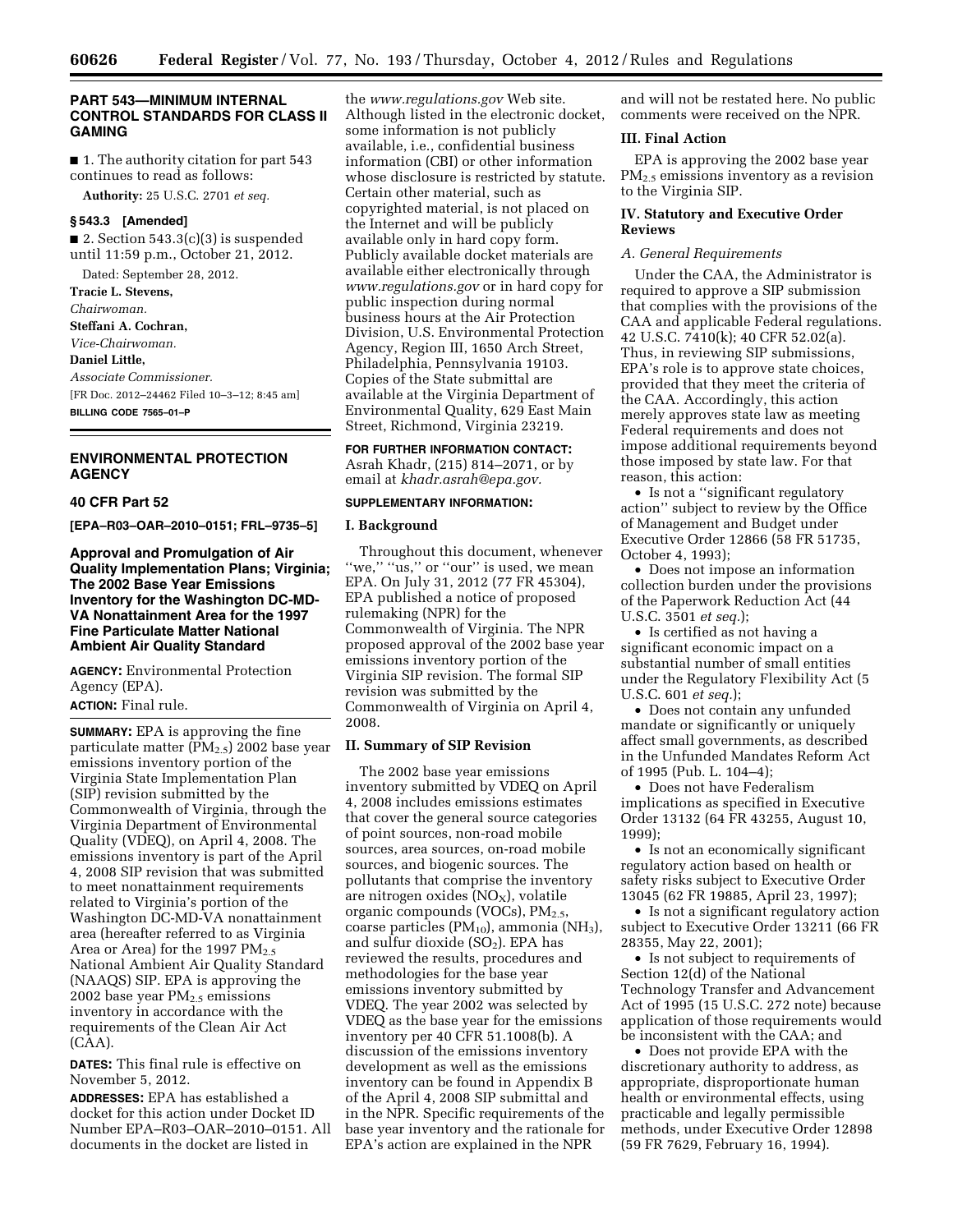## PART 543—MINIMUM INTERNAL CONTROL STANDARDS FOR CLASS II GAMING

■ 1. The authority citation for part 543 continues to read as follows:

**Authority:** 25 U.S.C. 2701 *et seq.*

### § 543.3 [Amended]

■ 2. Section 543.3(c)(3) is suspended until 11:59 p.m., October 21, 2012.

Dated: September 28, 2012.

**Tracie L. Stevens,**
*Chairwoman.*

**Steffani A. Cochran,**
*Vice-Chairwoman.*

**Daniel Little,**
*Associate Commissioner.*

[FR Doc. 2012–24462 Filed 10–3–12; 8:45 am]

**BILLING CODE 7565–01–P**

## ENVIRONMENTAL PROTECTION AGENCY

### 40 CFR Part 52

**[EPA–R03–OAR–2010–0151; FRL–9735–5]**

### Approval and Promulgation of Air Quality Implementation Plans; Virginia; The 2002 Base Year Emissions Inventory for the Washington DC-MD-VA Nonattainment Area for the 1997 Fine Particulate Matter National Ambient Air Quality Standard

**AGENCY:** Environmental Protection Agency (EPA).

**ACTION:** Final rule.

**SUMMARY:** EPA is approving the fine particulate matter ($PM_{2.5}$) 2002 base year emissions inventory portion of the Virginia State Implementation Plan (SIP) revision submitted by the Commonwealth of Virginia, through the Virginia Department of Environmental Quality (VDEQ), on April 4, 2008. The emissions inventory is part of the April 4, 2008 SIP revision that was submitted to meet nonattainment requirements related to Virginia's portion of the Washington DC-MD-VA nonattainment area (hereafter referred to as Virginia Area or Area) for the 1997 $PM_{2.5}$ National Ambient Air Quality Standard (NAAQS) SIP. EPA is approving the 2002 base year $PM_{2.5}$ emissions inventory in accordance with the requirements of the Clean Air Act (CAA).

**DATES:** This final rule is effective on November 5, 2012.

**ADDRESSES:** EPA has established a docket for this action under Docket ID Number EPA–R03–OAR–2010–0151. All documents in the docket are listed in the *www.regulations.gov* Web site. Although listed in the electronic docket, some information is not publicly available, i.e., confidential business information (CBI) or other information whose disclosure is restricted by statute. Certain other material, such as copyrighted material, is not placed on the Internet and will be publicly available only in hard copy form. Publicly available docket materials are available either electronically through *www.regulations.gov* or in hard copy for public inspection during normal business hours at the Air Protection Division, U.S. Environmental Protection Agency, Region III, 1650 Arch Street, Philadelphia, Pennsylvania 19103. Copies of the State submittal are available at the Virginia Department of Environmental Quality, 629 East Main Street, Richmond, Virginia 23219.

**FOR FURTHER INFORMATION CONTACT:** Asrah Khadr, (215) 814–2071, or by email at *khadr.asrah@epa.gov.*

**SUPPLEMENTARY INFORMATION:**

### I. Background

Throughout this document, whenever "we," "us," or "our" is used, we mean EPA. On July 31, 2012 (77 FR 45304), EPA published a notice of proposed rulemaking (NPR) for the Commonwealth of Virginia. The NPR proposed approval of the 2002 base year emissions inventory portion of the Virginia SIP revision. The formal SIP revision was submitted by the Commonwealth of Virginia on April 4, 2008.

### II. Summary of SIP Revision

The 2002 base year emissions inventory submitted by VDEQ on April 4, 2008 includes emissions estimates that cover the general source categories of point sources, non-road mobile sources, area sources, on-road mobile sources, and biogenic sources. The pollutants that comprise the inventory are nitrogen oxides ($NO_X$), volatile organic compounds (VOCs), $PM_{2.5}$, coarse particles ($PM_{10}$), ammonia ($NH_3$), and sulfur dioxide ($SO_2$). EPA has reviewed the results, procedures and methodologies for the base year emissions inventory submitted by VDEQ. The year 2002 was selected by VDEQ as the base year for the emissions inventory per 40 CFR 51.1008(b). A discussion of the emissions inventory development as well as the emissions inventory can be found in Appendix B of the April 4, 2008 SIP submittal and in the NPR. Specific requirements of the base year inventory and the rationale for EPA's action are explained in the NPR and will not be restated here. No public comments were received on the NPR.

### III. Final Action

EPA is approving the 2002 base year $PM_{2.5}$ emissions inventory as a revision to the Virginia SIP.

### IV. Statutory and Executive Order Reviews

#### *A. General Requirements*

Under the CAA, the Administrator is required to approve a SIP submission that complies with the provisions of the CAA and applicable Federal regulations. 42 U.S.C. 7410(k); 40 CFR 52.02(a). Thus, in reviewing SIP submissions, EPA's role is to approve state choices, provided that they meet the criteria of the CAA. Accordingly, this action merely approves state law as meeting Federal requirements and does not impose additional requirements beyond those imposed by state law. For that reason, this action:

- Is not a "significant regulatory action" subject to review by the Office of Management and Budget under Executive Order 12866 (58 FR 51735, October 4, 1993);
- Does not impose an information collection burden under the provisions of the Paperwork Reduction Act (44 U.S.C. 3501 *et seq.*);
- Is certified as not having a significant economic impact on a substantial number of small entities under the Regulatory Flexibility Act (5 U.S.C. 601 *et seq.*);
- Does not contain any unfunded mandate or significantly or uniquely affect small governments, as described in the Unfunded Mandates Reform Act of 1995 (Pub. L. 104–4);
- Does not have Federalism implications as specified in Executive Order 13132 (64 FR 43255, August 10, 1999);
- Is not an economically significant regulatory action based on health or safety risks subject to Executive Order 13045 (62 FR 19885, April 23, 1997);
- Is not a significant regulatory action subject to Executive Order 13211 (66 FR 28355, May 22, 2001);
- Is not subject to requirements of Section 12(d) of the National Technology Transfer and Advancement Act of 1995 (15 U.S.C. 272 note) because application of those requirements would be inconsistent with the CAA; and
- Does not provide EPA with the discretionary authority to address, as appropriate, disproportionate human health or environmental effects, using practicable and legally permissible methods, under Executive Order 12898 (59 FR 7629, February 16, 1994).